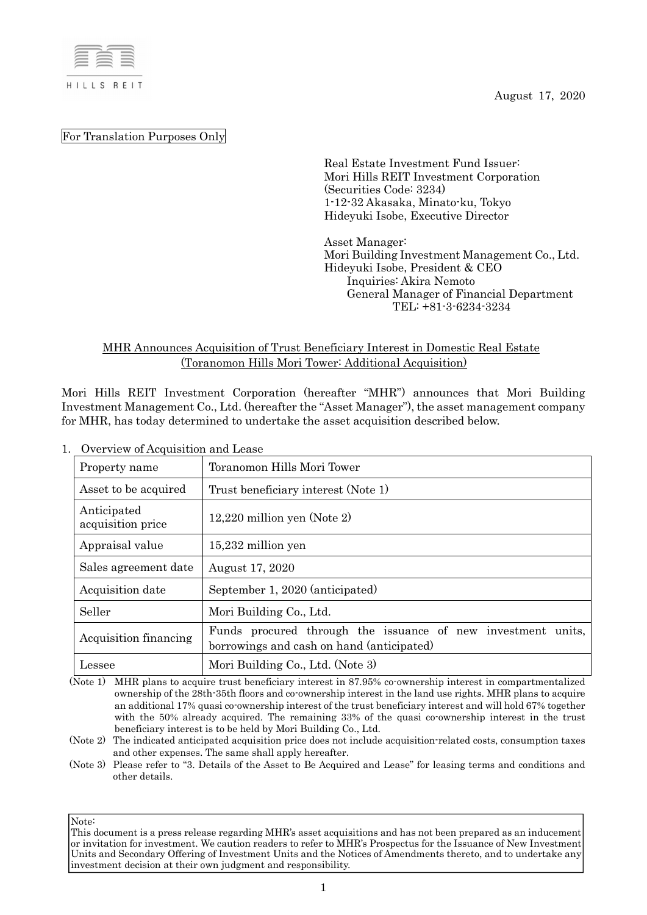August 17, 2020

For Translation Purposes Only

Real Estate Investment Fund Issuer:
Mori Hills REIT Investment Corporation
(Securities Code: 3234)
1-12-32 Akasaka, Minato-ku, Tokyo
Hideyuki Isobe, Executive Director

Asset Manager:
Mori Building Investment Management Co., Ltd.
Hideyuki Isobe, President & CEO
Inquiries: Akira Nemoto
General Manager of Financial Department
TEL: +81-3-6234-3234

## MHR Announces Acquisition of Trust Beneficiary Interest in Domestic Real Estate (Toranomon Hills Mori Tower: Additional Acquisition)

Mori Hills REIT Investment Corporation (hereafter "MHR") announces that Mori Building Investment Management Co., Ltd. (hereafter the "Asset Manager"), the asset management company for MHR, has today determined to undertake the asset acquisition described below.

1. Overview of Acquisition and Lease

| Property name | Toranomon Hills Mori Tower |
|---|---|
| Asset to be acquired | Trust beneficiary interest (Note 1) |
| Anticipated acquisition price | 12,220 million yen (Note 2) |
| Appraisal value | 15,232 million yen |
| Sales agreement date | August 17, 2020 |
| Acquisition date | September 1, 2020 (anticipated) |
| Seller | Mori Building Co., Ltd. |
| Acquisition financing | Funds procured through the issuance of new investment units, borrowings and cash on hand (anticipated) |
| Lessee | Mori Building Co., Ltd. (Note 3) |

(Note 1) MHR plans to acquire trust beneficiary interest in 87.95% co-ownership interest in compartmentalized ownership of the 28th-35th floors and co-ownership interest in the land use rights. MHR plans to acquire an additional 17% quasi co-ownership interest of the trust beneficiary interest and will hold 67% together with the 50% already acquired. The remaining 33% of the quasi co-ownership interest in the trust beneficiary interest is to be held by Mori Building Co., Ltd.

(Note 2) The indicated anticipated acquisition price does not include acquisition-related costs, consumption taxes and other expenses. The same shall apply hereafter.

(Note 3) Please refer to "3. Details of the Asset to Be Acquired and Lease" for leasing terms and conditions and other details.

Note:
This document is a press release regarding MHR's asset acquisitions and has not been prepared as an inducement or invitation for investment. We caution readers to refer to MHR's Prospectus for the Issuance of New Investment Units and Secondary Offering of Investment Units and the Notices of Amendments thereto, and to undertake any investment decision at their own judgment and responsibility.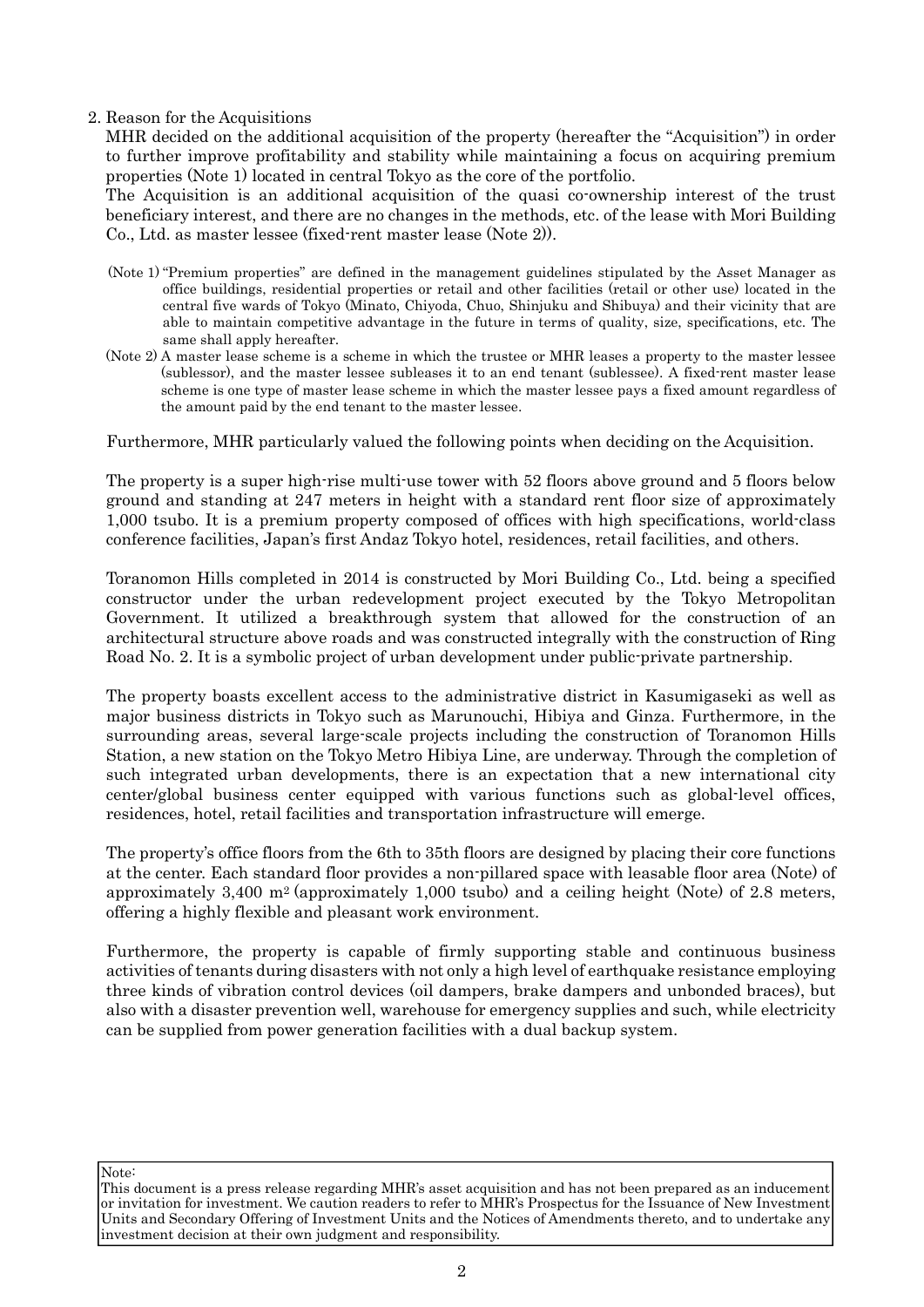## 2. Reason for the Acquisitions

MHR decided on the additional acquisition of the property (hereafter the "Acquisition") in order to further improve profitability and stability while maintaining a focus on acquiring premium properties (Note 1) located in central Tokyo as the core of the portfolio.

The Acquisition is an additional acquisition of the quasi co-ownership interest of the trust beneficiary interest, and there are no changes in the methods, etc. of the lease with Mori Building Co., Ltd. as master lessee (fixed-rent master lease (Note 2)).

(Note 1) "Premium properties" are defined in the management guidelines stipulated by the Asset Manager as office buildings, residential properties or retail and other facilities (retail or other use) located in the central five wards of Tokyo (Minato, Chiyoda, Chuo, Shinjuku and Shibuya) and their vicinity that are able to maintain competitive advantage in the future in terms of quality, size, specifications, etc. The same shall apply hereafter.

(Note 2) A master lease scheme is a scheme in which the trustee or MHR leases a property to the master lessee (sublessor), and the master lessee subleases it to an end tenant (sublessee). A fixed-rent master lease scheme is one type of master lease scheme in which the master lessee pays a fixed amount regardless of the amount paid by the end tenant to the master lessee.

Furthermore, MHR particularly valued the following points when deciding on the Acquisition.

The property is a super high-rise multi-use tower with 52 floors above ground and 5 floors below ground and standing at 247 meters in height with a standard rent floor size of approximately 1,000 tsubo. It is a premium property composed of offices with high specifications, world-class conference facilities, Japan's first Andaz Tokyo hotel, residences, retail facilities, and others.

Toranomon Hills completed in 2014 is constructed by Mori Building Co., Ltd. being a specified constructor under the urban redevelopment project executed by the Tokyo Metropolitan Government. It utilized a breakthrough system that allowed for the construction of an architectural structure above roads and was constructed integrally with the construction of Ring Road No. 2. It is a symbolic project of urban development under public-private partnership.

The property boasts excellent access to the administrative district in Kasumigaseki as well as major business districts in Tokyo such as Marunouchi, Hibiya and Ginza. Furthermore, in the surrounding areas, several large-scale projects including the construction of Toranomon Hills Station, a new station on the Tokyo Metro Hibiya Line, are underway. Through the completion of such integrated urban developments, there is an expectation that a new international city center/global business center equipped with various functions such as global-level offices, residences, hotel, retail facilities and transportation infrastructure will emerge.

The property's office floors from the 6th to 35th floors are designed by placing their core functions at the center. Each standard floor provides a non-pillared space with leasable floor area (Note) of approximately 3,400 m$^2$ (approximately 1,000 tsubo) and a ceiling height (Note) of 2.8 meters, offering a highly flexible and pleasant work environment.

Furthermore, the property is capable of firmly supporting stable and continuous business activities of tenants during disasters with not only a high level of earthquake resistance employing three kinds of vibration control devices (oil dampers, brake dampers and unbonded braces), but also with a disaster prevention well, warehouse for emergency supplies and such, while electricity can be supplied from power generation facilities with a dual backup system.

Note:
This document is a press release regarding MHR's asset acquisition and has not been prepared as an inducement or invitation for investment. We caution readers to refer to MHR's Prospectus for the Issuance of New Investment Units and Secondary Offering of Investment Units and the Notices of Amendments thereto, and to undertake any investment decision at their own judgment and responsibility.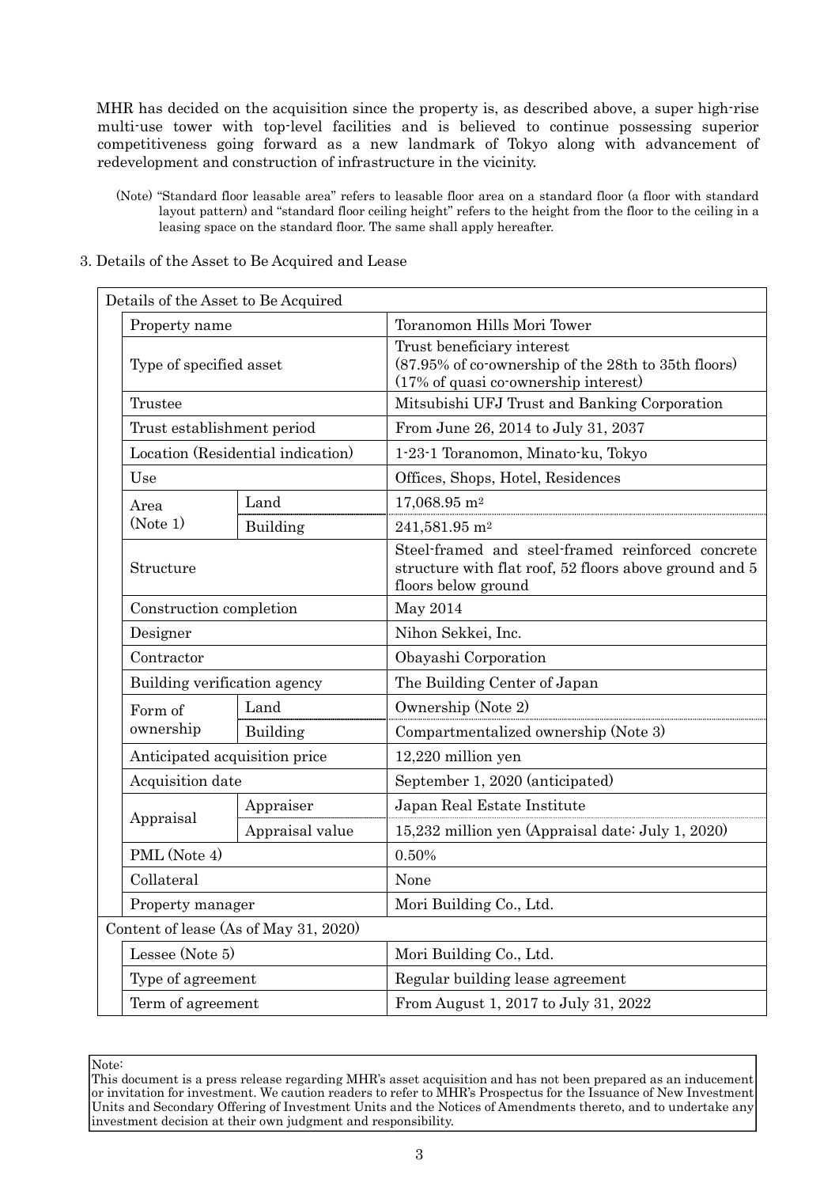MHR has decided on the acquisition since the property is, as described above, a super high-rise multi-use tower with top-level facilities and is believed to continue possessing superior competitiveness going forward as a new landmark of Tokyo along with advancement of redevelopment and construction of infrastructure in the vicinity.

(Note) "Standard floor leasable area" refers to leasable floor area on a standard floor (a floor with standard layout pattern) and "standard floor ceiling height" refers to the height from the floor to the ceiling in a leasing space on the standard floor. The same shall apply hereafter.

3. Details of the Asset to Be Acquired and Lease

| Details of the Asset to Be Acquired | | |
|---|---|---|
| Property name | | Toranomon Hills Mori Tower |
| Type of specified asset | | Trust beneficiary interest (87.95% of co-ownership of the 28th to 35th floors) (17% of quasi co-ownership interest) |
| Trustee | | Mitsubishi UFJ Trust and Banking Corporation |
| Trust establishment period | | From June 26, 2014 to July 31, 2037 |
| Location (Residential indication) | | 1-23-1 Toranomon, Minato-ku, Tokyo |
| Use | | Offices, Shops, Hotel, Residences |
| Area (Note 1) | Land | 17,068.95 m$^2$ |
| | Building | 241,581.95 m$^2$ |
| Structure | | Steel-framed and steel-framed reinforced concrete structure with flat roof, 52 floors above ground and 5 floors below ground |
| Construction completion | | May 2014 |
| Designer | | Nihon Sekkei, Inc. |
| Contractor | | Obayashi Corporation |
| Building verification agency | | The Building Center of Japan |
| Form of ownership | Land | Ownership (Note 2) |
| | Building | Compartmentalized ownership (Note 3) |
| Anticipated acquisition price | | 12,220 million yen |
| Acquisition date | | September 1, 2020 (anticipated) |
| Appraisal | Appraiser | Japan Real Estate Institute |
| | Appraisal value | 15,232 million yen (Appraisal date: July 1, 2020) |
| PML (Note 4) | | 0.50% |
| Collateral | | None |
| Property manager | | Mori Building Co., Ltd. |
| **Content of lease (As of May 31, 2020)** | | |
| Lessee (Note 5) | | Mori Building Co., Ltd. |
| Type of agreement | | Regular building lease agreement |
| Term of agreement | | From August 1, 2017 to July 31, 2022 |

Note:
This document is a press release regarding MHR's asset acquisition and has not been prepared as an inducement or invitation for investment. We caution readers to refer to MHR's Prospectus for the Issuance of New Investment Units and Secondary Offering of Investment Units and the Notices of Amendments thereto, and to undertake any investment decision at their own judgment and responsibility.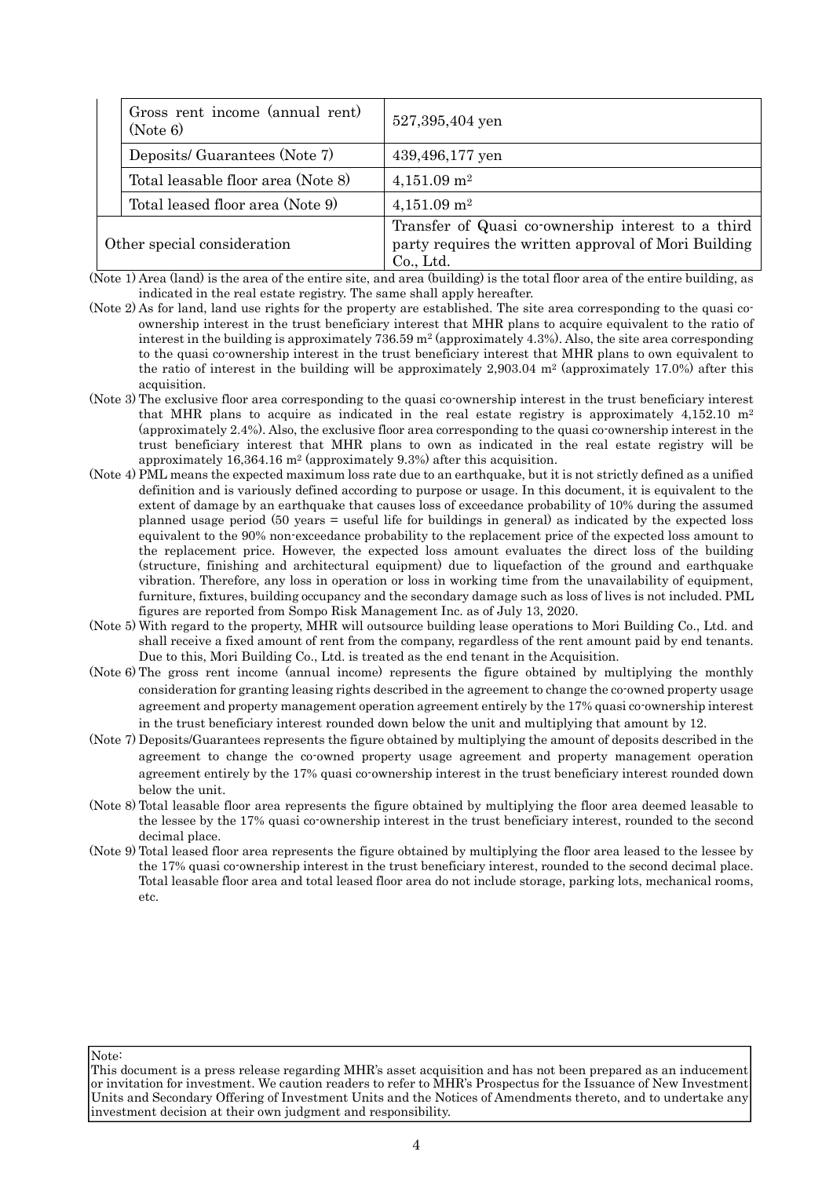| | | |
|---|---|---|
| | Gross rent income (annual rent) (Note 6) | 527,395,404 yen |
| | Deposits/ Guarantees (Note 7) | 439,496,177 yen |
| | Total leasable floor area (Note 8) | 4,151.09 m$^2$ |
| | Total leased floor area (Note 9) | 4,151.09 m$^2$ |
| Other special consideration | | Transfer of Quasi co-ownership interest to a third party requires the written approval of Mori Building Co., Ltd. |

(Note 1) Area (land) is the area of the entire site, and area (building) is the total floor area of the entire building, as indicated in the real estate registry. The same shall apply hereafter.

(Note 2) As for land, land use rights for the property are established. The site area corresponding to the quasi co-ownership interest in the trust beneficiary interest that MHR plans to acquire equivalent to the ratio of interest in the building is approximately 736.59 m$^2$ (approximately 4.3%). Also, the site area corresponding to the quasi co-ownership interest in the trust beneficiary interest that MHR plans to own equivalent to the ratio of interest in the building will be approximately 2,903.04 m$^2$ (approximately 17.0%) after this acquisition.

(Note 3) The exclusive floor area corresponding to the quasi co-ownership interest in the trust beneficiary interest that MHR plans to acquire as indicated in the real estate registry is approximately 4,152.10 m$^2$ (approximately 2.4%). Also, the exclusive floor area corresponding to the quasi co-ownership interest in the trust beneficiary interest that MHR plans to own as indicated in the real estate registry will be approximately 16,364.16 m$^2$ (approximately 9.3%) after this acquisition.

(Note 4) PML means the expected maximum loss rate due to an earthquake, but it is not strictly defined as a unified definition and is variously defined according to purpose or usage. In this document, it is equivalent to the extent of damage by an earthquake that causes loss of exceedance probability of 10% during the assumed planned usage period (50 years = useful life for buildings in general) as indicated by the expected loss equivalent to the 90% non-exceedance probability to the replacement price of the expected loss amount to the replacement price. However, the expected loss amount evaluates the direct loss of the building (structure, finishing and architectural equipment) due to liquefaction of the ground and earthquake vibration. Therefore, any loss in operation or loss in working time from the unavailability of equipment, furniture, fixtures, building occupancy and the secondary damage such as loss of lives is not included. PML figures are reported from Sompo Risk Management Inc. as of July 13, 2020.

(Note 5) With regard to the property, MHR will outsource building lease operations to Mori Building Co., Ltd. and shall receive a fixed amount of rent from the company, regardless of the rent amount paid by end tenants. Due to this, Mori Building Co., Ltd. is treated as the end tenant in the Acquisition.

(Note 6) The gross rent income (annual income) represents the figure obtained by multiplying the monthly consideration for granting leasing rights described in the agreement to change the co-owned property usage agreement and property management operation agreement entirely by the 17% quasi co-ownership interest in the trust beneficiary interest rounded down below the unit and multiplying that amount by 12.

(Note 7) Deposits/Guarantees represents the figure obtained by multiplying the amount of deposits described in the agreement to change the co-owned property usage agreement and property management operation agreement entirely by the 17% quasi co-ownership interest in the trust beneficiary interest rounded down below the unit.

(Note 8) Total leasable floor area represents the figure obtained by multiplying the floor area deemed leasable to the lessee by the 17% quasi co-ownership interest in the trust beneficiary interest, rounded to the second decimal place.

(Note 9) Total leased floor area represents the figure obtained by multiplying the floor area leased to the lessee by the 17% quasi co-ownership interest in the trust beneficiary interest, rounded to the second decimal place. Total leasable floor area and total leased floor area do not include storage, parking lots, mechanical rooms, etc.

Note:
This document is a press release regarding MHR's asset acquisition and has not been prepared as an inducement or invitation for investment. We caution readers to refer to MHR's Prospectus for the Issuance of New Investment Units and Secondary Offering of Investment Units and the Notices of Amendments thereto, and to undertake any investment decision at their own judgment and responsibility.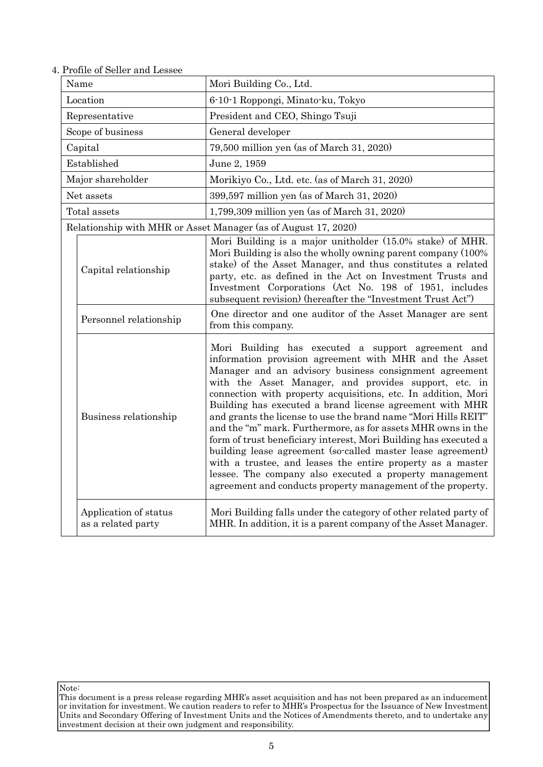4. Profile of Seller and Lessee

| Name | | Mori Building Co., Ltd. |
|---|---|---|
| Location | | 6-10-1 Roppongi, Minato-ku, Tokyo |
| Representative | | President and CEO, Shingo Tsuji |
| Scope of business | | General developer |
| Capital | | 79,500 million yen (as of March 31, 2020) |
| Established | | June 2, 1959 |
| Major shareholder | | Morikiyo Co., Ltd. etc. (as of March 31, 2020) |
| Net assets | | 399,597 million yen (as of March 31, 2020) |
| Total assets | | 1,799,309 million yen (as of March 31, 2020) |
| Relationship with MHR or Asset Manager (as of August 17, 2020) | | |
| | Capital relationship | Mori Building is a major unitholder (15.0% stake) of MHR. Mori Building is also the wholly owning parent company (100% stake) of the Asset Manager, and thus constitutes a related party, etc. as defined in the Act on Investment Trusts and Investment Corporations (Act No. 198 of 1951, includes subsequent revision) (hereafter the "Investment Trust Act") |
| | Personnel relationship | One director and one auditor of the Asset Manager are sent from this company. |
| | Business relationship | Mori Building has executed a support agreement and information provision agreement with MHR and the Asset Manager and an advisory business consignment agreement with the Asset Manager, and provides support, etc. in connection with property acquisitions, etc. In addition, Mori Building has executed a brand license agreement with MHR and grants the license to use the brand name "Mori Hills REIT" and the "m" mark. Furthermore, as for assets MHR owns in the form of trust beneficiary interest, Mori Building has executed a building lease agreement (so-called master lease agreement) with a trustee, and leases the entire property as a master lessee. The company also executed a property management agreement and conducts property management of the property. |
| | Application of status as a related party | Mori Building falls under the category of other related party of MHR. In addition, it is a parent company of the Asset Manager. |

Note:
This document is a press release regarding MHR's asset acquisition and has not been prepared as an inducement or invitation for investment. We caution readers to refer to MHR's Prospectus for the Issuance of New Investment Units and Secondary Offering of Investment Units and the Notices of Amendments thereto, and to undertake any investment decision at their own judgment and responsibility.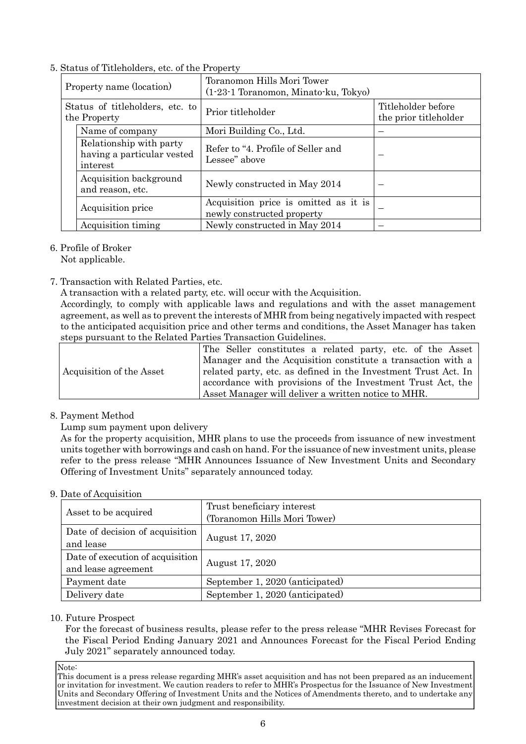5. Status of Titleholders, etc. of the Property

| Property name (location) | | Toranomon Hills Mori Tower (1-23-1 Toranomon, Minato-ku, Tokyo) | |
|---|---|---|---|
| Status of titleholders, etc. to the Property | | Prior titleholder | Titleholder before the prior titleholder |
| | Name of company | Mori Building Co., Ltd. | – |
| | Relationship with party having a particular vested interest | Refer to "4. Profile of Seller and Lessee" above | – |
| | Acquisition background and reason, etc. | Newly constructed in May 2014 | – |
| | Acquisition price | Acquisition price is omitted as it is newly constructed property | – |
| | Acquisition timing | Newly constructed in May 2014 | – |

6. Profile of Broker

Not applicable.

7. Transaction with Related Parties, etc.

A transaction with a related party, etc. will occur with the Acquisition.

Accordingly, to comply with applicable laws and regulations and with the asset management agreement, as well as to prevent the interests of MHR from being negatively impacted with respect to the anticipated acquisition price and other terms and conditions, the Asset Manager has taken steps pursuant to the Related Parties Transaction Guidelines.

| | |
|---|---|
| Acquisition of the Asset | The Seller constitutes a related party, etc. of the Asset Manager and the Acquisition constitute a transaction with a related party, etc. as defined in the Investment Trust Act. In accordance with provisions of the Investment Trust Act, the Asset Manager will deliver a written notice to MHR. |

8. Payment Method

Lump sum payment upon delivery

As for the property acquisition, MHR plans to use the proceeds from issuance of new investment units together with borrowings and cash on hand. For the issuance of new investment units, please refer to the press release "MHR Announces Issuance of New Investment Units and Secondary Offering of Investment Units" separately announced today.

9. Date of Acquisition

| Asset to be acquired | Trust beneficiary interest (Toranomon Hills Mori Tower) |
|---|---|
| Date of decision of acquisition and lease | August 17, 2020 |
| Date of execution of acquisition and lease agreement | August 17, 2020 |
| Payment date | September 1, 2020 (anticipated) |
| Delivery date | September 1, 2020 (anticipated) |

10. Future Prospect

For the forecast of business results, please refer to the press release "MHR Revises Forecast for the Fiscal Period Ending January 2021 and Announces Forecast for the Fiscal Period Ending July 2021" separately announced today.

Note:
This document is a press release regarding MHR's asset acquisition and has not been prepared as an inducement or invitation for investment. We caution readers to refer to MHR's Prospectus for the Issuance of New Investment Units and Secondary Offering of Investment Units and the Notices of Amendments thereto, and to undertake any investment decision at their own judgment and responsibility.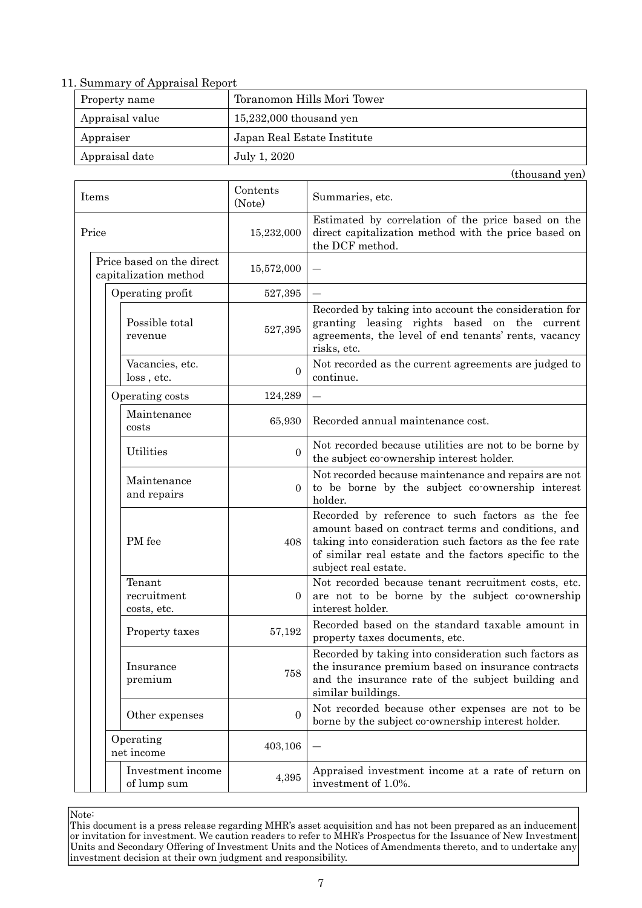## 11. Summary of Appraisal Report

| Property name | Toranomon Hills Mori Tower |
|---|---|
| Appraisal value | 15,232,000 thousand yen |
| Appraiser | Japan Real Estate Institute |
| Appraisal date | July 1, 2020 |

(thousand yen)

| Items | Contents (Note) | Summaries, etc. |
|---|---|---|
| Price | 15,232,000 | Estimated by correlation of the price based on the direct capitalization method with the price based on the DCF method. |
| Price based on the direct capitalization method | 15,572,000 | — |
| Operating profit | 527,395 | — |
| Possible total revenue | 527,395 | Recorded by taking into account the consideration for granting leasing rights based on the current agreements, the level of end tenants' rents, vacancy risks, etc. |
| Vacancies, etc. loss , etc. | 0 | Not recorded as the current agreements are judged to continue. |
| Operating costs | 124,289 | — |
| Maintenance costs | 65,930 | Recorded annual maintenance cost. |
| Utilities | 0 | Not recorded because utilities are not to be borne by the subject co-ownership interest holder. |
| Maintenance and repairs | 0 | Not recorded because maintenance and repairs are not to be borne by the subject co-ownership interest holder. |
| PM fee | 408 | Recorded by reference to such factors as the fee amount based on contract terms and conditions, and taking into consideration such factors as the fee rate of similar real estate and the factors specific to the subject real estate. |
| Tenant recruitment costs, etc. | 0 | Not recorded because tenant recruitment costs, etc. are not to be borne by the subject co-ownership interest holder. |
| Property taxes | 57,192 | Recorded based on the standard taxable amount in property taxes documents, etc. |
| Insurance premium | 758 | Recorded by taking into consideration such factors as the insurance premium based on insurance contracts and the insurance rate of the subject building and similar buildings. |
| Other expenses | 0 | Not recorded because other expenses are not to be borne by the subject co-ownership interest holder. |
| Operating net income | 403,106 | — |
| Investment income of lump sum | 4,395 | Appraised investment income at a rate of return on investment of 1.0%. |

Note:
This document is a press release regarding MHR's asset acquisition and has not been prepared as an inducement or invitation for investment. We caution readers to refer to MHR's Prospectus for the Issuance of New Investment Units and Secondary Offering of Investment Units and the Notices of Amendments thereto, and to undertake any investment decision at their own judgment and responsibility.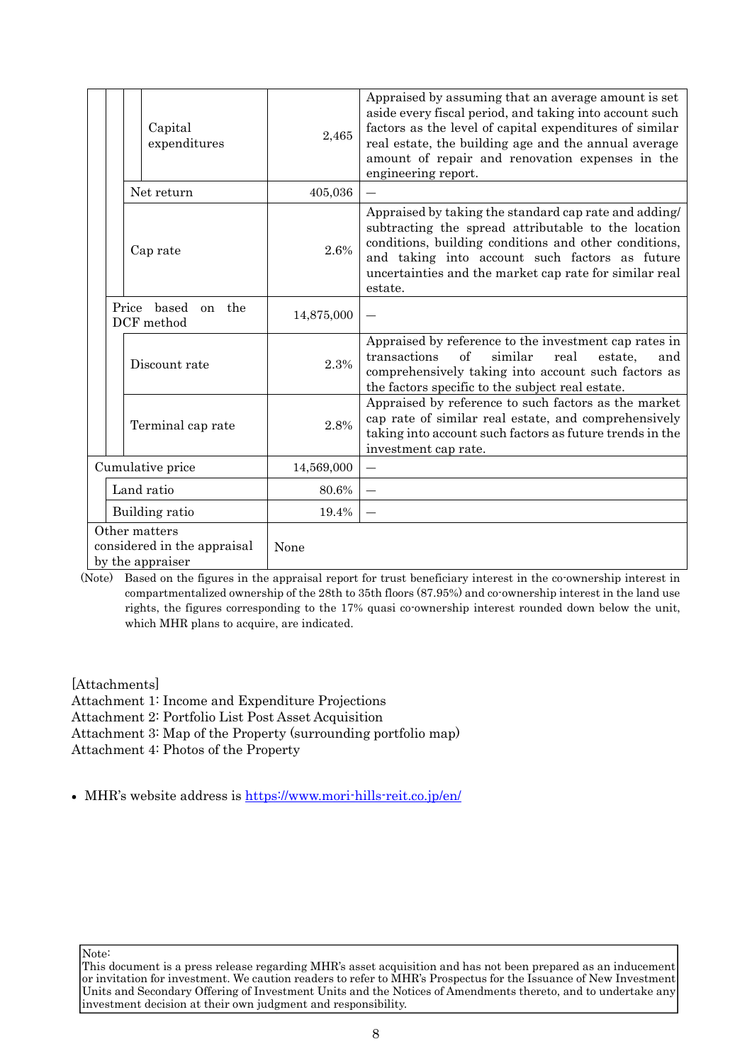| Item | Value | Details |
|---|---|---|
| Capital expenditures | 2,465 | Appraised by assuming that an average amount is set aside every fiscal period, and taking into account such factors as the level of capital expenditures of similar real estate, the building age and the annual average amount of repair and renovation expenses in the engineering report. |
| Net return | 405,036 | — |
| Cap rate | 2.6% | Appraised by taking the standard cap rate and adding/ subtracting the spread attributable to the location conditions, building conditions and other conditions, and taking into account such factors as future uncertainties and the market cap rate for similar real estate. |
| Price based on the DCF method | 14,875,000 | — |
| Discount rate | 2.3% | Appraised by reference to the investment cap rates in transactions of similar real estate, and comprehensively taking into account such factors as the factors specific to the subject real estate. |
| Terminal cap rate | 2.8% | Appraised by reference to such factors as the market cap rate of similar real estate, and comprehensively taking into account such factors as future trends in the investment cap rate. |
| Cumulative price | 14,569,000 | — |
| Land ratio | 80.6% | — |
| Building ratio | 19.4% | — |
| Other matters considered in the appraisal by the appraiser | None | |

(Note) Based on the figures in the appraisal report for trust beneficiary interest in the co-ownership interest in compartmentalized ownership of the 28th to 35th floors (87.95%) and co-ownership interest in the land use rights, the figures corresponding to the 17% quasi co-ownership interest rounded down below the unit, which MHR plans to acquire, are indicated.

[Attachments]
Attachment 1: Income and Expenditure Projections
Attachment 2: Portfolio List Post Asset Acquisition
Attachment 3: Map of the Property (surrounding portfolio map)
Attachment 4: Photos of the Property

- MHR's website address is https://www.mori-hills-reit.co.jp/en/

Note:
This document is a press release regarding MHR's asset acquisition and has not been prepared as an inducement or invitation for investment. We caution readers to refer to MHR's Prospectus for the Issuance of New Investment Units and Secondary Offering of Investment Units and the Notices of Amendments thereto, and to undertake any investment decision at their own judgment and responsibility.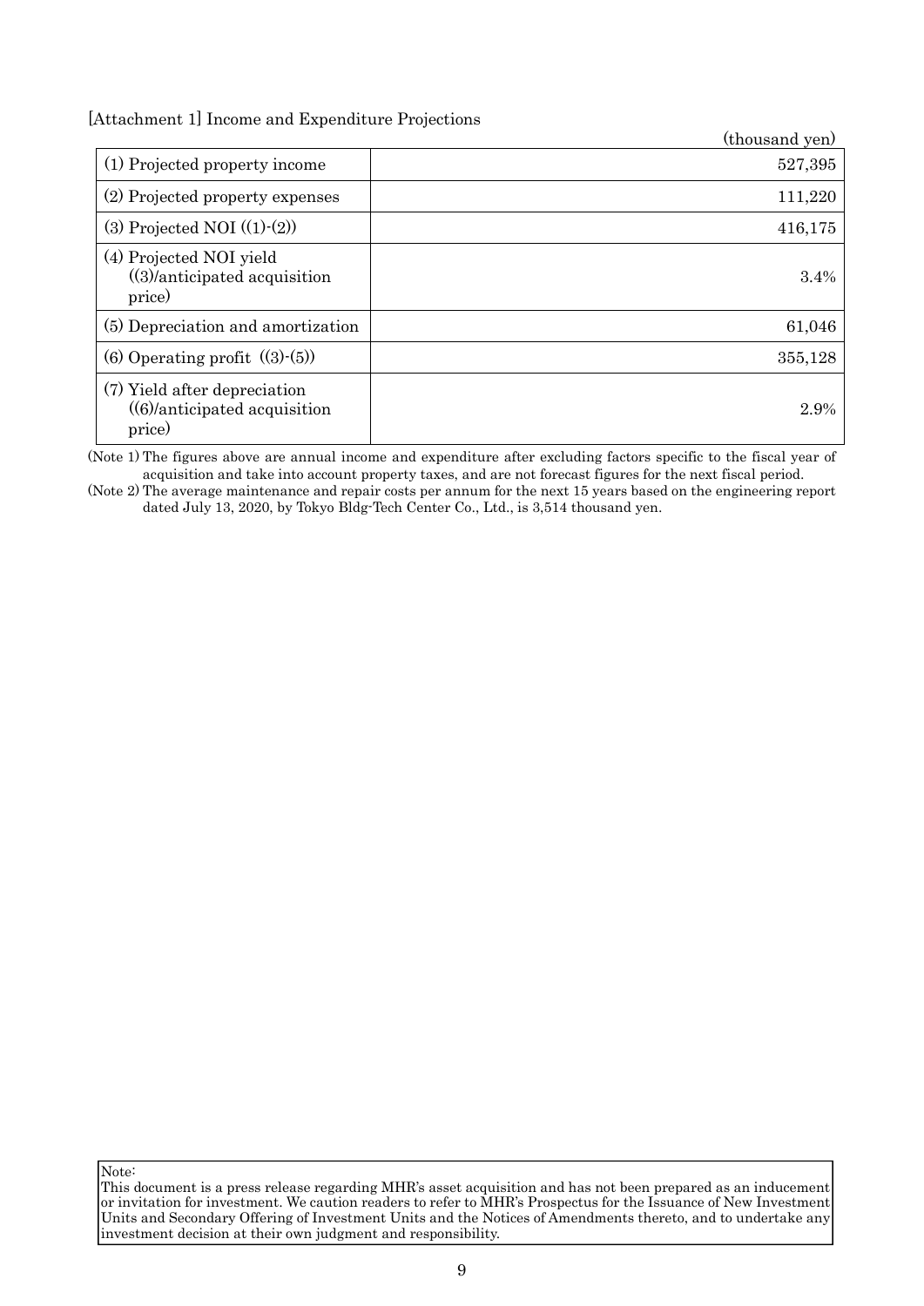[Attachment 1] Income and Expenditure Projections

(thousand yen)

| | |
|---|---|
| (1) Projected property income | 527,395 |
| (2) Projected property expenses | 111,220 |
| (3) Projected NOI ((1)-(2)) | 416,175 |
| (4) Projected NOI yield ((3)/anticipated acquisition price) | 3.4% |
| (5) Depreciation and amortization | 61,046 |
| (6) Operating profit ((3)-(5)) | 355,128 |
| (7) Yield after depreciation ((6)/anticipated acquisition price) | 2.9% |

(Note 1) The figures above are annual income and expenditure after excluding factors specific to the fiscal year of acquisition and take into account property taxes, and are not forecast figures for the next fiscal period.

(Note 2) The average maintenance and repair costs per annum for the next 15 years based on the engineering report dated July 13, 2020, by Tokyo Bldg-Tech Center Co., Ltd., is 3,514 thousand yen.

Note:
This document is a press release regarding MHR's asset acquisition and has not been prepared as an inducement or invitation for investment. We caution readers to refer to MHR's Prospectus for the Issuance of New Investment Units and Secondary Offering of Investment Units and the Notices of Amendments thereto, and to undertake any investment decision at their own judgment and responsibility.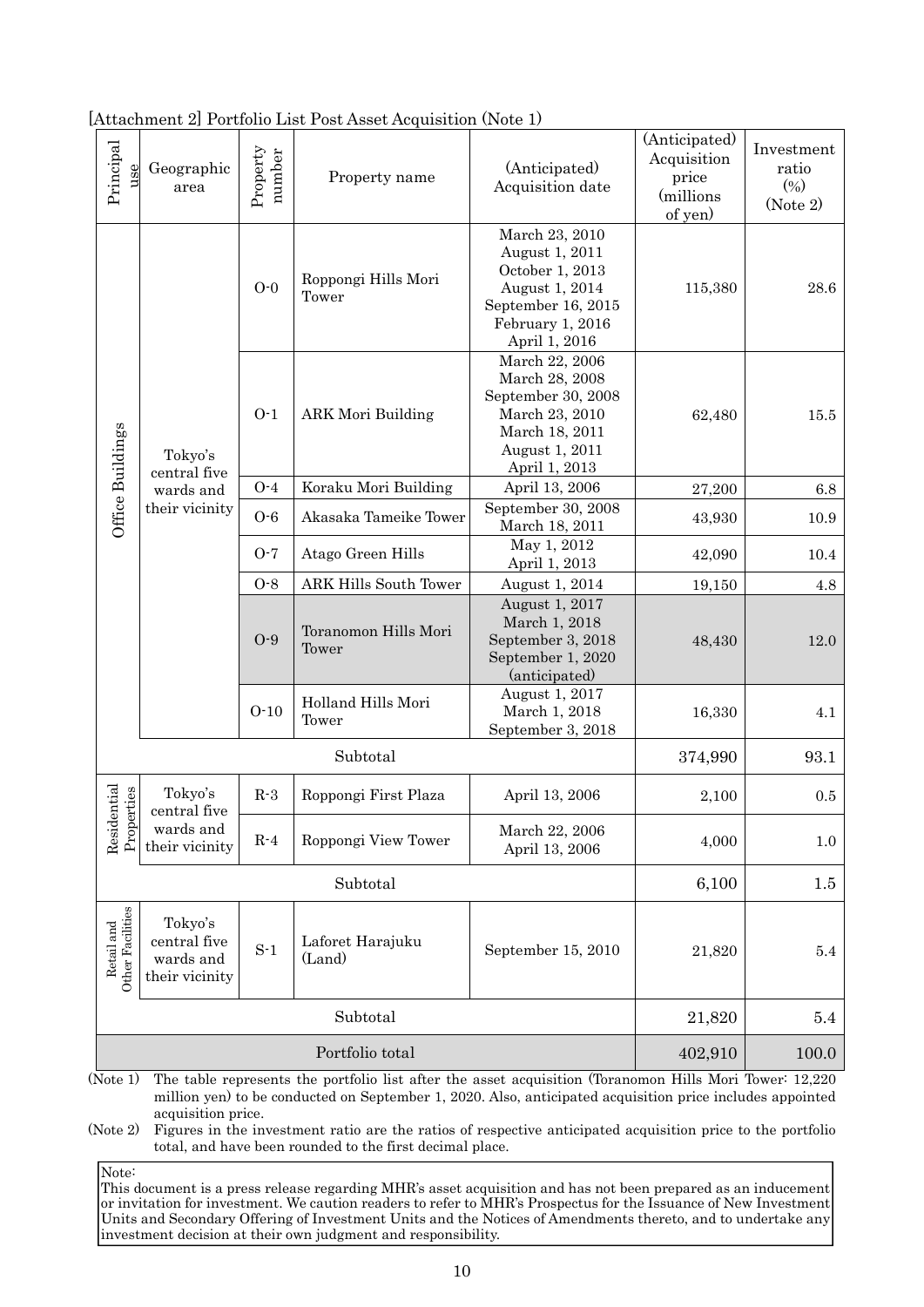[Attachment 2] Portfolio List Post Asset Acquisition (Note 1)

| Principal use | Geographic area | Property number | Property name | (Anticipated) Acquisition date | (Anticipated) Acquisition price (millions of yen) | Investment ratio (%) (Note 2) |
|---|---|---|---|---|---|---|
| Office Buildings | Tokyo's central five wards and their vicinity | O-0 | Roppongi Hills Mori Tower | March 23, 2010<br>August 1, 2011<br>October 1, 2013<br>August 1, 2014<br>September 16, 2015<br>February 1, 2016<br>April 1, 2016 | 115,380 | 28.6 |
| | | O-1 | ARK Mori Building | March 22, 2006<br>March 28, 2008<br>September 30, 2008<br>March 23, 2010<br>March 18, 2011<br>August 1, 2011<br>April 1, 2013 | 62,480 | 15.5 |
| | | O-4 | Koraku Mori Building | April 13, 2006 | 27,200 | 6.8 |
| | | O-6 | Akasaka Tameike Tower | September 30, 2008<br>March 18, 2011 | 43,930 | 10.9 |
| | | O-7 | Atago Green Hills | May 1, 2012<br>April 1, 2013 | 42,090 | 10.4 |
| | | O-8 | ARK Hills South Tower | August 1, 2014 | 19,150 | 4.8 |
| | | O-9 | Toranomon Hills Mori Tower | August 1, 2017<br>March 1, 2018<br>September 3, 2018<br>September 1, 2020 (anticipated) | 48,430 | 12.0 |
| | | O-10 | Holland Hills Mori Tower | August 1, 2017<br>March 1, 2018<br>September 3, 2018 | 16,330 | 4.1 |
| Subtotal | | | | | 374,990 | 93.1 |
| Residential Properties | Tokyo's central five wards and their vicinity | R-3 | Roppongi First Plaza | April 13, 2006 | 2,100 | 0.5 |
| | | R-4 | Roppongi View Tower | March 22, 2006<br>April 13, 2006 | 4,000 | 1.0 |
| Subtotal | | | | | 6,100 | 1.5 |
| Retail and Other Facilities | Tokyo's central five wards and their vicinity | S-1 | Laforet Harajuku (Land) | September 15, 2010 | 21,820 | 5.4 |
| Subtotal | | | | | 21,820 | 5.4 |
| Portfolio total | | | | | 402,910 | 100.0 |

(Note 1) The table represents the portfolio list after the asset acquisition (Toranomon Hills Mori Tower: 12,220 million yen) to be conducted on September 1, 2020. Also, anticipated acquisition price includes appointed acquisition price.

(Note 2) Figures in the investment ratio are the ratios of respective anticipated acquisition price to the portfolio total, and have been rounded to the first decimal place.

Note:
This document is a press release regarding MHR's asset acquisition and has not been prepared as an inducement or invitation for investment. We caution readers to refer to MHR's Prospectus for the Issuance of New Investment Units and Secondary Offering of Investment Units and the Notices of Amendments thereto, and to undertake any investment decision at their own judgment and responsibility.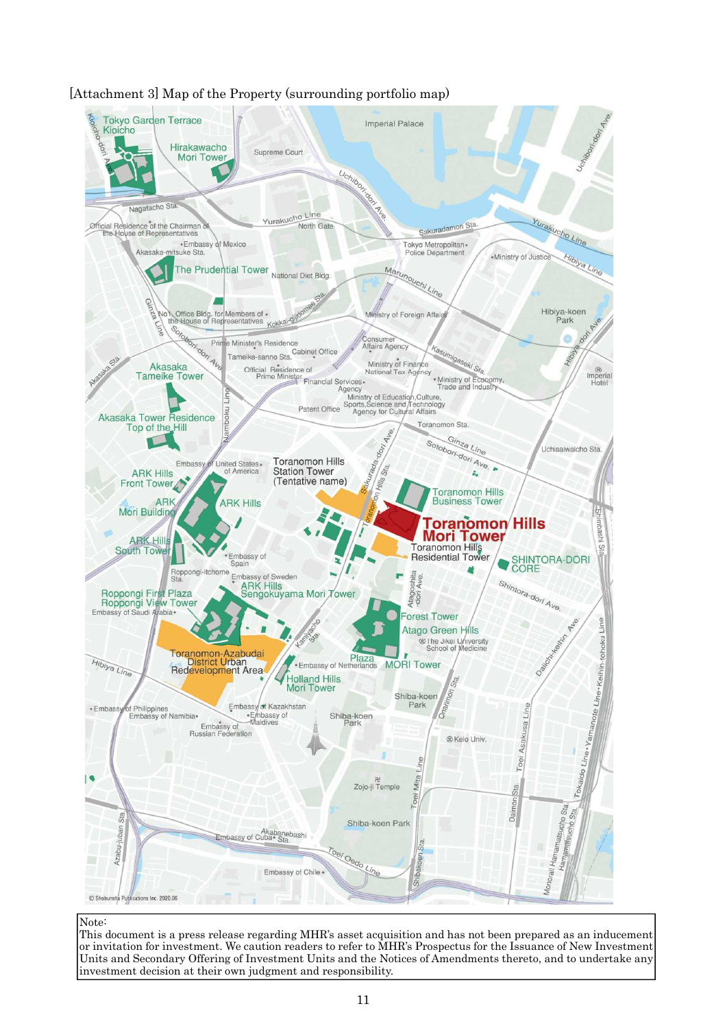[Attachment 3] Map of the Property (surrounding portfolio map)

Note:
This document is a press release regarding MHR's asset acquisition and has not been prepared as an inducement or invitation for investment. We caution readers to refer to MHR's Prospectus for the Issuance of New Investment Units and Secondary Offering of Investment Units and the Notices of Amendments thereto, and to undertake any investment decision at their own judgment and responsibility.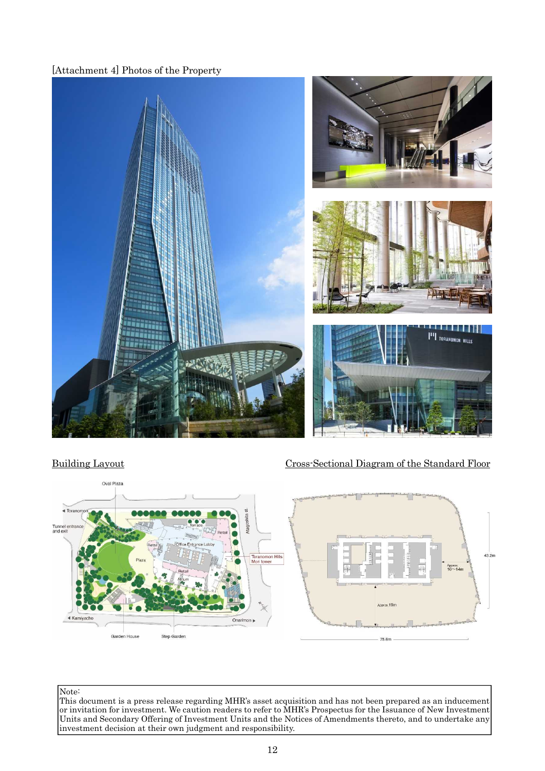[Attachment 4] Photos of the Property

Building Layout

Oval Plaza
Toranomon
Tunnel entrance and exit
Terrace
Atagoshita st.
Retail
Office Entrance Lobby
Plaza
Retail
Atrium
Toranomon Hills Mori tower
Kamiyacho
Onarimon
Garden House
Step Garden

Cross-Sectional Diagram of the Standard Floor

43.2m
Approx. 10～14m
Approx.19m
75.6m

Note:
This document is a press release regarding MHR's asset acquisition and has not been prepared as an inducement or invitation for investment. We caution readers to refer to MHR's Prospectus for the Issuance of New Investment Units and Secondary Offering of Investment Units and the Notices of Amendments thereto, and to undertake any investment decision at their own judgment and responsibility.